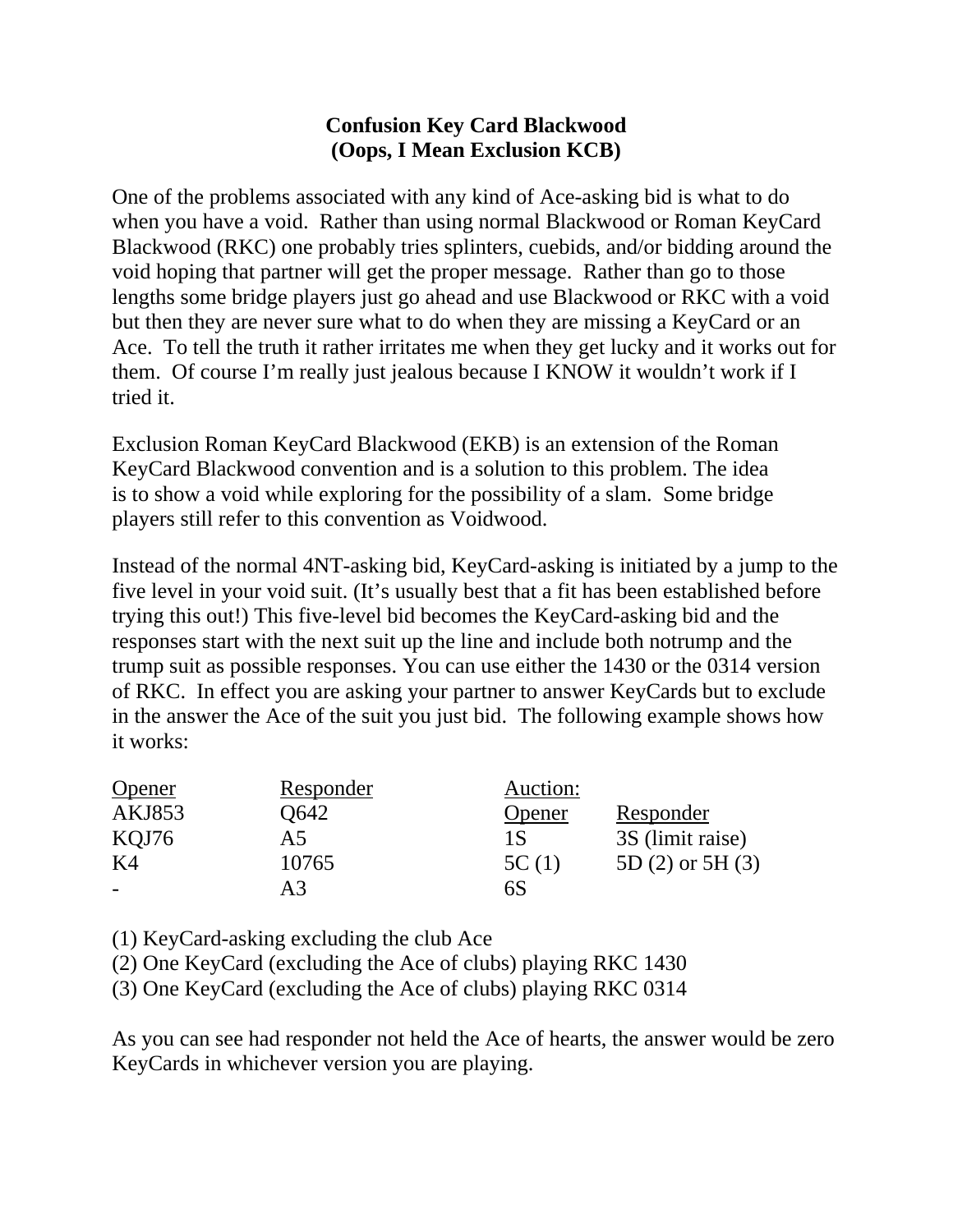# Confusion Key Card Blackwood
## (Oops, I Mean Exclusion KCB)

One of the problems associated with any kind of Ace-asking bid is what to do when you have a void. Rather than using normal Blackwood or Roman KeyCard Blackwood (RKC) one probably tries splinters, cuebids, and/or bidding around the void hoping that partner will get the proper message. Rather than go to those lengths some bridge players just go ahead and use Blackwood or RKC with a void but then they are never sure what to do when they are missing a KeyCard or an Ace. To tell the truth it rather irritates me when they get lucky and it works out for them. Of course I'm really just jealous because I KNOW it wouldn't work if I tried it.

Exclusion Roman KeyCard Blackwood (EKB) is an extension of the Roman KeyCard Blackwood convention and is a solution to this problem. The idea is to show a void while exploring for the possibility of a slam. Some bridge players still refer to this convention as Voidwood.

Instead of the normal 4NT-asking bid, KeyCard-asking is initiated by a jump to the five level in your void suit. (It's usually best that a fit has been established before trying this out!) This five-level bid becomes the KeyCard-asking bid and the responses start with the next suit up the line and include both notrump and the trump suit as possible responses. You can use either the 1430 or the 0314 version of RKC. In effect you are asking your partner to answer KeyCards but to exclude in the answer the Ace of the suit you just bid. The following example shows how it works:

| Opener | Responder | Auction: | |
|---|---|---|---|
| | | Opener | Responder |
| AKJ853 | Q642 | 1S | 3S (limit raise) |
| KQJ76 | A5 | 5C (1) | 5D (2) or 5H (3) |
| K4 | 10765 | 6S | |
| - | A3 | | |

(1) KeyCard-asking excluding the club Ace
(2) One KeyCard (excluding the Ace of clubs) playing RKC 1430
(3) One KeyCard (excluding the Ace of clubs) playing RKC 0314

As you can see had responder not held the Ace of hearts, the answer would be zero KeyCards in whichever version you are playing.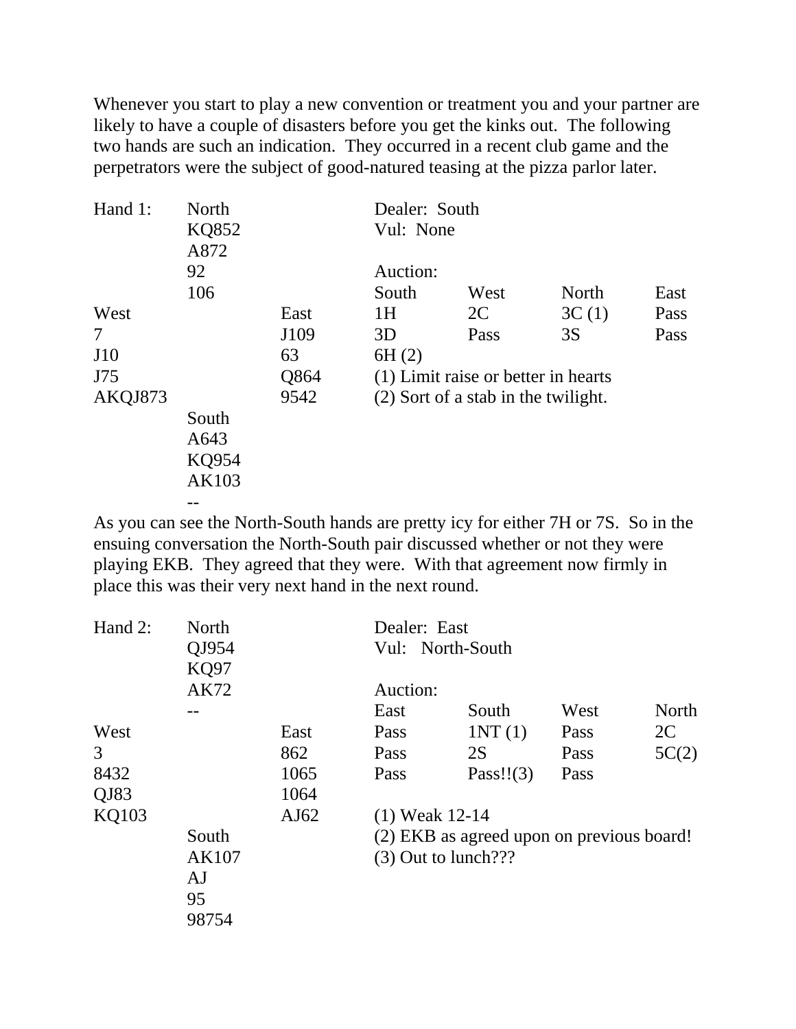Whenever you start to play a new convention or treatment you and your partner are likely to have a couple of disasters before you get the kinks out. The following two hands are such an indication. They occurred in a recent club game and the perpetrators were the subject of good-natured teasing at the pizza parlor later.

| Hand 1: | North | | Dealer: South | | | |
|---|---|---|---|---|---|---|
| | KQ852 | | Vul: None | | | |
| | A872 | | | | | |
| | 92 | | Auction: | | | |
| | 106 | | South | West | North | East |
| West | | East | 1H | 2C | 3C (1) | Pass |
| 7 | | J109 | 3D | Pass | 3S | Pass |
| J10 | | 63 | 6H (2) | | | |
| J75 | | Q864 | (1) Limit raise or better in hearts | | | |
| AKQJ873 | | 9542 | (2) Sort of a stab in the twilight. | | | |
| | South | | | | | |
| | A643 | | | | | |
| | KQ954 | | | | | |
| | AK103 | | | | | |
| | -- | | | | | |

As you can see the North-South hands are pretty icy for either 7H or 7S. So in the ensuing conversation the North-South pair discussed whether or not they were playing EKB. They agreed that they were. With that agreement now firmly in place this was their very next hand in the next round.

| Hand 2: | North | | Dealer: East | | | |
|---|---|---|---|---|---|---|
| | QJ954 | | Vul: North-South | | | |
| | KQ97 | | | | | |
| | AK72 | | Auction: | | | |
| | -- | | East | South | West | North |
| West | | East | Pass | 1NT (1) | Pass | 2C |
| 3 | | 862 | Pass | 2S | Pass | 5C(2) |
| 8432 | | 1065 | Pass | Pass!!(3) | Pass | |
| QJ83 | | 1064 | | | | |
| KQ103 | | AJ62 | (1) Weak 12-14 | | | |
| | South | | (2) EKB as agreed upon on previous board! | | | |
| | AK107 | | (3) Out to lunch??? | | | |
| | AJ | | | | | |
| | 95 | | | | | |
| | 98754 | | | | | |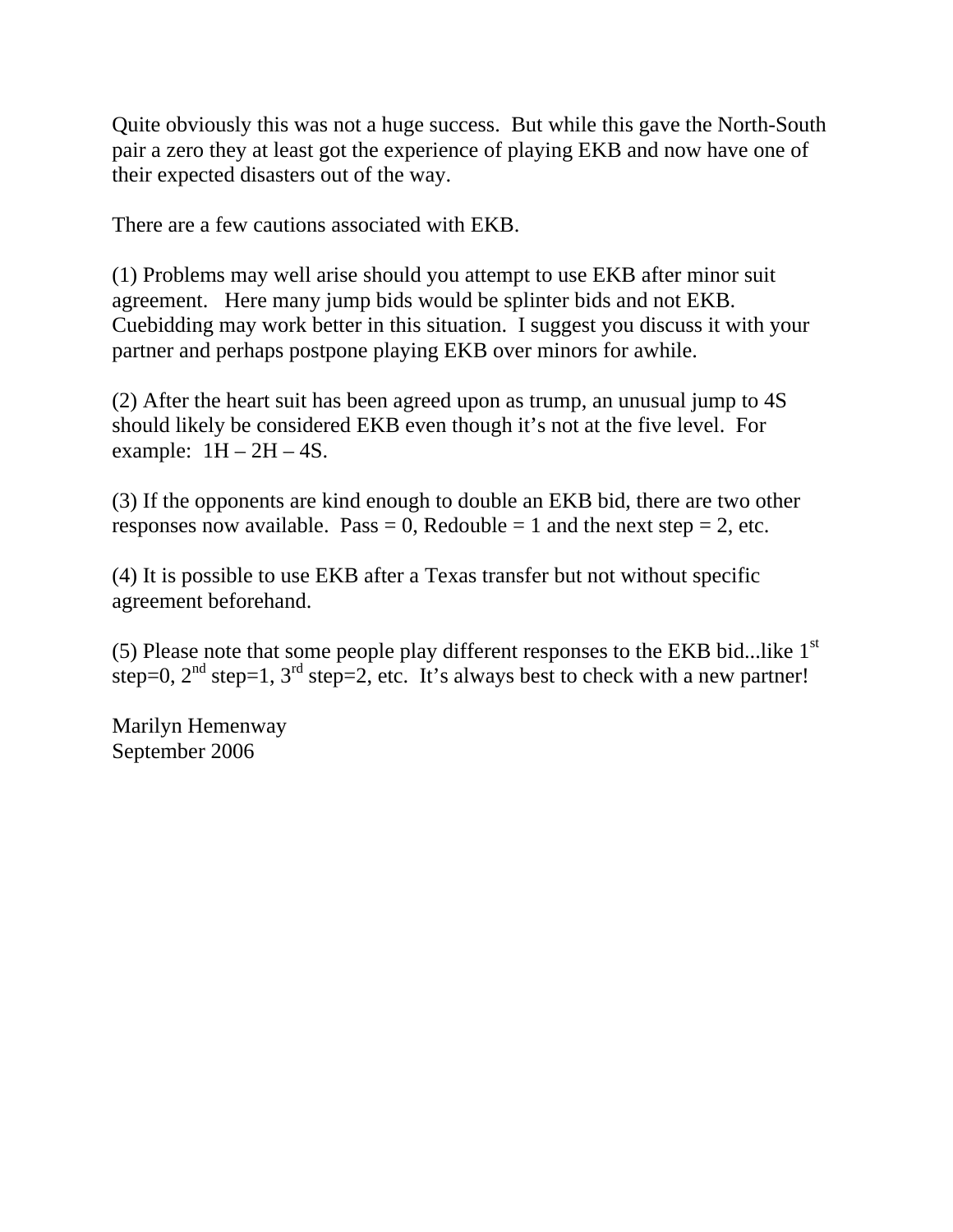Quite obviously this was not a huge success. But while this gave the North-South pair a zero they at least got the experience of playing EKB and now have one of their expected disasters out of the way.

There are a few cautions associated with EKB.

(1) Problems may well arise should you attempt to use EKB after minor suit agreement. Here many jump bids would be splinter bids and not EKB. Cuebidding may work better in this situation. I suggest you discuss it with your partner and perhaps postpone playing EKB over minors for awhile.

(2) After the heart suit has been agreed upon as trump, an unusual jump to 4S should likely be considered EKB even though it's not at the five level. For example: 1H – 2H – 4S.

(3) If the opponents are kind enough to double an EKB bid, there are two other responses now available. Pass = 0, Redouble = 1 and the next step = 2, etc.

(4) It is possible to use EKB after a Texas transfer but not without specific agreement beforehand.

(5) Please note that some people play different responses to the EKB bid...like 1st step=0, 2nd step=1, 3rd step=2, etc. It's always best to check with a new partner!

Marilyn Hemenway  
September 2006